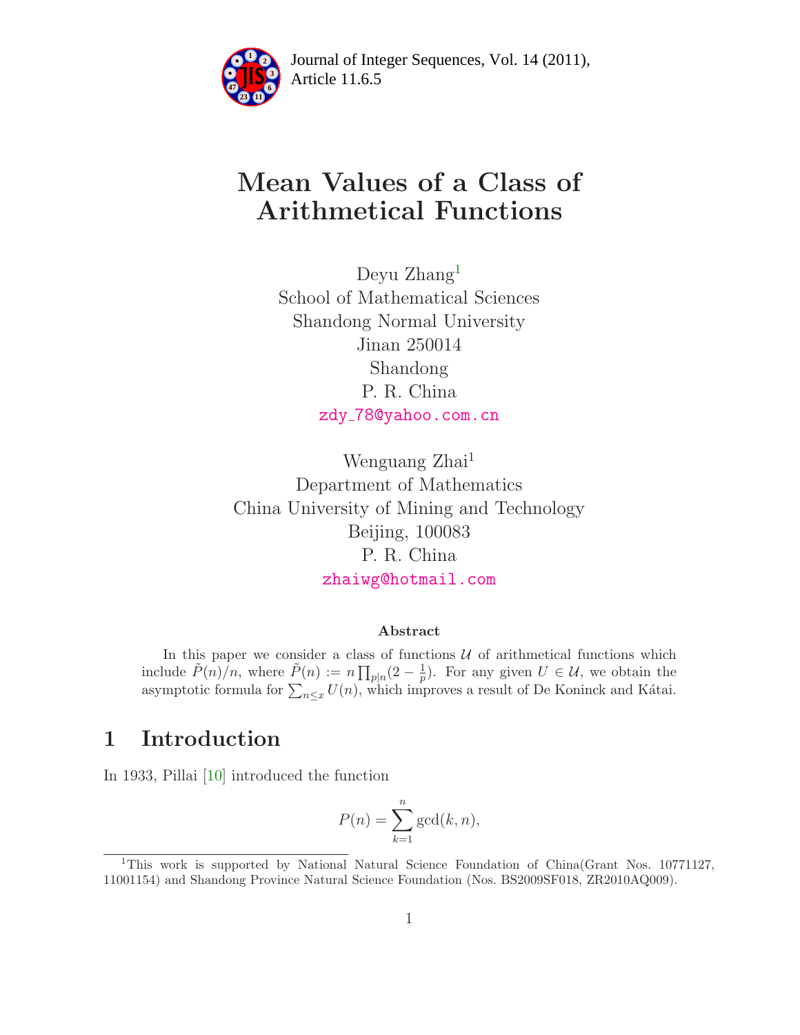# Mean Values of a Class of Arithmetical Functions

Deyu Zhang[1]
School of Mathematical Sciences
Shandong Normal University
Jinan 250014
Shandong
P. R. China
zdy_78@yahoo.com.cn

Wenguang Zhai[1]
Department of Mathematics
China University of Mining and Technology
Beijing, 100083
P. R. China
zhaiwg@hotmail.com

### Abstract

In this paper we consider a class of functions $\mathcal{U}$ of arithmetical functions which include $\tilde{P}(n)/n$, where $\tilde{P}(n) := n\prod_{p|n}(2-\frac{1}{p})$. For any given $U \in \mathcal{U}$, we obtain the asymptotic formula for $\sum_{n\le x} U(n)$, which improves a result of De Koninck and Kátai.

## 1 Introduction

In 1933, Pillai [10] introduced the function

$$P(n) = \sum_{k=1}^{n} \gcd(k, n),$$

[1] This work is supported by National Natural Science Foundation of China(Grant Nos. 10771127, 11001154) and Shandong Province Natural Science Foundation (Nos. BS2009SF018, ZR2010AQ009).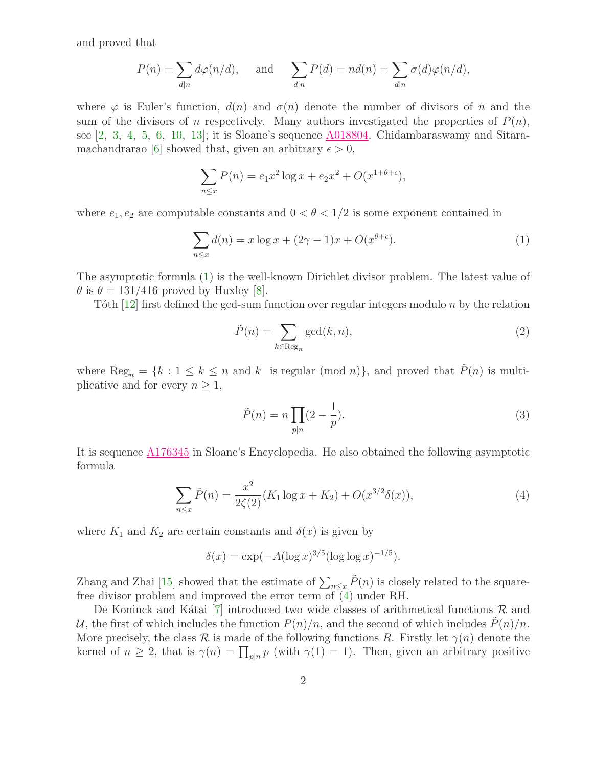and proved that

$$P(n) = \sum_{d|n} d\varphi(n/d), \quad \text{and} \quad \sum_{d|n} P(d) = nd(n) = \sum_{d|n} \sigma(d)\varphi(n/d),$$

where $\varphi$ is Euler's function, $d(n)$ and $\sigma(n)$ denote the number of divisors of $n$ and the sum of the divisors of $n$ respectively. Many authors investigated the properties of $P(n)$, see [2, 3, 4, 5, 6, 10, 13]; it is Sloane's sequence A018804. Chidambaraswamy and Sitaramachandrarao [6] showed that, given an arbitrary $\epsilon > 0$,

$$\sum_{n\le x} P(n) = e_1 x^2 \log x + e_2 x^2 + O(x^{1+\theta+\epsilon}),$$

where $e_1, e_2$ are computable constants and $0 < \theta < 1/2$ is some exponent contained in

$$\sum_{n\le x} d(n) = x\log x + (2\gamma - 1)x + O(x^{\theta+\epsilon}). \tag{1}$$

The asymptotic formula (1) is the well-known Dirichlet divisor problem. The latest value of $\theta$ is $\theta = 131/416$ proved by Huxley [8].

Tóth [12] first defined the gcd-sum function over regular integers modulo $n$ by the relation

$$\tilde{P}(n) = \sum_{k\in \mathrm{Reg}_n} \gcd(k, n), \tag{2}$$

where $\mathrm{Reg}_n = \{k : 1 \le k \le n \text{ and } k \text{ is regular } (\mathrm{mod}\ n)\}$, and proved that $\tilde{P}(n)$ is multiplicative and for every $n \ge 1$,

$$\tilde{P}(n) = n\prod_{p|n}(2 - \frac{1}{p}). \tag{3}$$

It is sequence A176345 in Sloane's Encyclopedia. He also obtained the following asymptotic formula

$$\sum_{n\le x} \tilde{P}(n) = \frac{x^2}{2\zeta(2)}(K_1 \log x + K_2) + O(x^{3/2}\delta(x)), \tag{4}$$

where $K_1$ and $K_2$ are certain constants and $\delta(x)$ is given by

$$\delta(x) = \exp(-A(\log x)^{3/5}(\log\log x)^{-1/5}).$$

Zhang and Zhai [15] showed that the estimate of $\sum_{n\le x} \tilde{P}(n)$ is closely related to the square-free divisor problem and improved the error term of (4) under RH.

De Koninck and Kátai [7] introduced two wide classes of arithmetical functions $\mathcal{R}$ and $\mathcal{U}$, the first of which includes the function $P(n)/n$, and the second of which includes $\tilde{P}(n)/n$. More precisely, the class $\mathcal{R}$ is made of the following functions $R$. Firstly let $\gamma(n)$ denote the kernel of $n \ge 2$, that is $\gamma(n) = \prod_{p|n} p$ (with $\gamma(1) = 1$). Then, given an arbitrary positive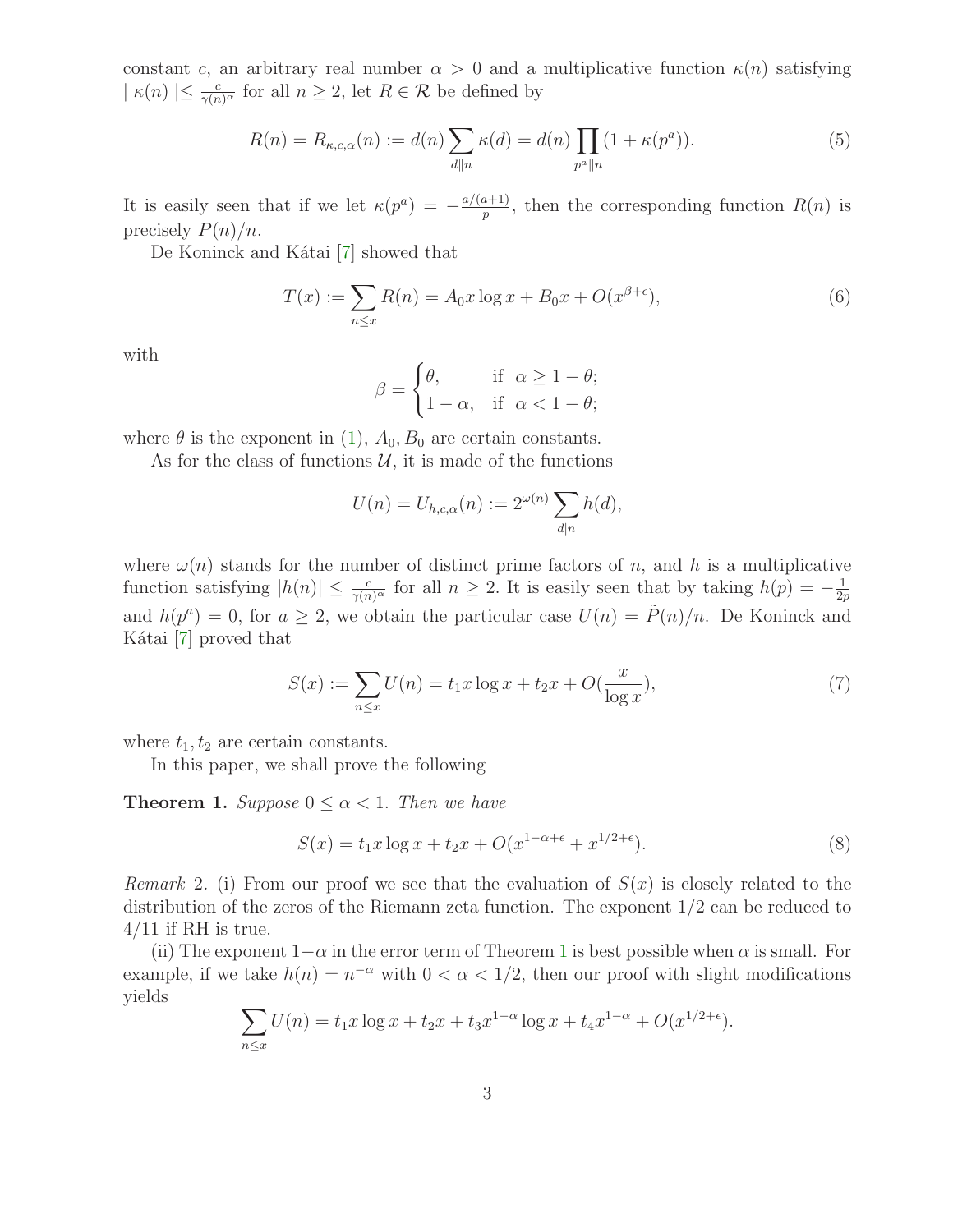constant $c$, an arbitrary real number $\alpha > 0$ and a multiplicative function $\kappa(n)$ satisfying $\mid \kappa(n) \mid \leq \frac{c}{\gamma(n)^\alpha}$ for all $n \geq 2$, let $R \in \mathcal{R}$ be defined by

$$R(n) = R_{\kappa,c,\alpha}(n) := d(n) \sum_{d \| n} \kappa(d) = d(n) \prod_{p^a \| n} (1 + \kappa(p^a)). \tag{5}$$

It is easily seen that if we let $\kappa(p^a) = -\frac{a/(a+1)}{p}$, then the corresponding function $R(n)$ is precisely $P(n)/n$.

De Koninck and Kátai [7] showed that

$$T(x) := \sum_{n \leq x} R(n) = A_0 x \log x + B_0 x + O(x^{\beta+\epsilon}), \tag{6}$$

with

$$\beta = \begin{cases} \theta, & \text{if } \alpha \geq 1 - \theta; \\ 1 - \alpha, & \text{if } \alpha < 1 - \theta; \end{cases}$$

where $\theta$ is the exponent in (1), $A_0, B_0$ are certain constants.

As for the class of functions $\mathcal{U}$, it is made of the functions

$$U(n) = U_{h,c,\alpha}(n) := 2^{\omega(n)} \sum_{d|n} h(d),$$

where $\omega(n)$ stands for the number of distinct prime factors of $n$, and $h$ is a multiplicative function satisfying $|h(n)| \leq \frac{c}{\gamma(n)^\alpha}$ for all $n \geq 2$. It is easily seen that by taking $h(p) = -\frac{1}{2p}$ and $h(p^a) = 0$, for $a \geq 2$, we obtain the particular case $U(n) = \tilde{P}(n)/n$. De Koninck and Kátai [7] proved that

$$S(x) := \sum_{n \leq x} U(n) = t_1 x \log x + t_2 x + O(\frac{x}{\log x}), \tag{7}$$

where $t_1, t_2$ are certain constants.

In this paper, we shall prove the following

**Theorem 1.** *Suppose $0 \leq \alpha < 1$. Then we have*

$$S(x) = t_1 x \log x + t_2 x + O(x^{1-\alpha+\epsilon} + x^{1/2+\epsilon}). \tag{8}$$

*Remark* 2. (i) From our proof we see that the evaluation of $S(x)$ is closely related to the distribution of the zeros of the Riemann zeta function. The exponent $1/2$ can be reduced to $4/11$ if RH is true.

(ii) The exponent $1-\alpha$ in the error term of Theorem 1 is best possible when $\alpha$ is small. For example, if we take $h(n) = n^{-\alpha}$ with $0 < \alpha < 1/2$, then our proof with slight modifications yields

$$\sum_{n \leq x} U(n) = t_1 x \log x + t_2 x + t_3 x^{1-\alpha} \log x + t_4 x^{1-\alpha} + O(x^{1/2+\epsilon}).$$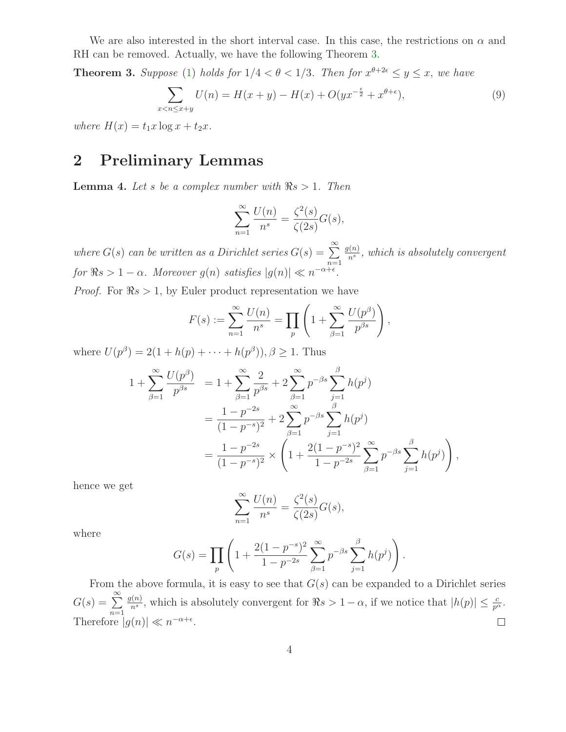We are also interested in the short interval case. In this case, the restrictions on $\alpha$ and RH can be removed. Actually, we have the following Theorem 3.

**Theorem 3.** *Suppose* (1) *holds for* $1/4 < \theta < 1/3$. *Then for* $x^{\theta+2\epsilon} \leq y \leq x$, *we have*

$$\sum_{x<n\leq x+y} U(n) = H(x+y) - H(x) + O(yx^{-\frac{\epsilon}{2}} + x^{\theta+\epsilon}), \tag{9}$$

*where* $H(x) = t_1 x \log x + t_2 x$.

## 2 Preliminary Lemmas

**Lemma 4.** *Let* $s$ *be a complex number with* $\Re s > 1$. *Then*

$$\sum_{n=1}^{\infty} \frac{U(n)}{n^s} = \frac{\zeta^2(s)}{\zeta(2s)} G(s),$$

*where* $G(s)$ *can be written as a Dirichlet series* $G(s) = \sum_{n=1}^{\infty} \frac{g(n)}{n^s}$, *which is absolutely convergent for* $\Re s > 1 - \alpha$. *Moreover* $g(n)$ *satisfies* $|g(n)| \ll n^{-\alpha+\epsilon}$.

*Proof.* For $\Re s > 1$, by Euler product representation we have

$$F(s) := \sum_{n=1}^{\infty} \frac{U(n)}{n^s} = \prod_p \left(1 + \sum_{\beta=1}^{\infty} \frac{U(p^\beta)}{p^{\beta s}}\right),$$

where $U(p^\beta) = 2(1 + h(p) + \cdots + h(p^\beta)), \beta \geq 1$. Thus

$$\begin{aligned}
1 + \sum_{\beta=1}^{\infty} \frac{U(p^\beta)}{p^{\beta s}} &= 1 + \sum_{\beta=1}^{\infty} \frac{2}{p^{\beta s}} + 2\sum_{\beta=1}^{\infty} p^{-\beta s} \sum_{j=1}^{\beta} h(p^j) \\
&= \frac{1 - p^{-2s}}{(1 - p^{-s})^2} + 2\sum_{\beta=1}^{\infty} p^{-\beta s} \sum_{j=1}^{\beta} h(p^j) \\
&= \frac{1 - p^{-2s}}{(1 - p^{-s})^2} \times \left(1 + \frac{2(1 - p^{-s})^2}{1 - p^{-2s}} \sum_{\beta=1}^{\infty} p^{-\beta s} \sum_{j=1}^{\beta} h(p^j)\right),
\end{aligned}$$

hence we get

$$\sum_{n=1}^{\infty} \frac{U(n)}{n^s} = \frac{\zeta^2(s)}{\zeta(2s)} G(s),$$

where

$$G(s) = \prod_p \left(1 + \frac{2(1 - p^{-s})^2}{1 - p^{-2s}} \sum_{\beta=1}^{\infty} p^{-\beta s} \sum_{j=1}^{\beta} h(p^j)\right).$$

From the above formula, it is easy to see that $G(s)$ can be expanded to a Dirichlet series $G(s) = \sum_{n=1}^{\infty} \frac{g(n)}{n^s}$, which is absolutely convergent for $\Re s > 1 - \alpha$, if we notice that $|h(p)| \leq \frac{c}{p^\alpha}$. Therefore $|g(n)| \ll n^{-\alpha+\epsilon}$. $\square$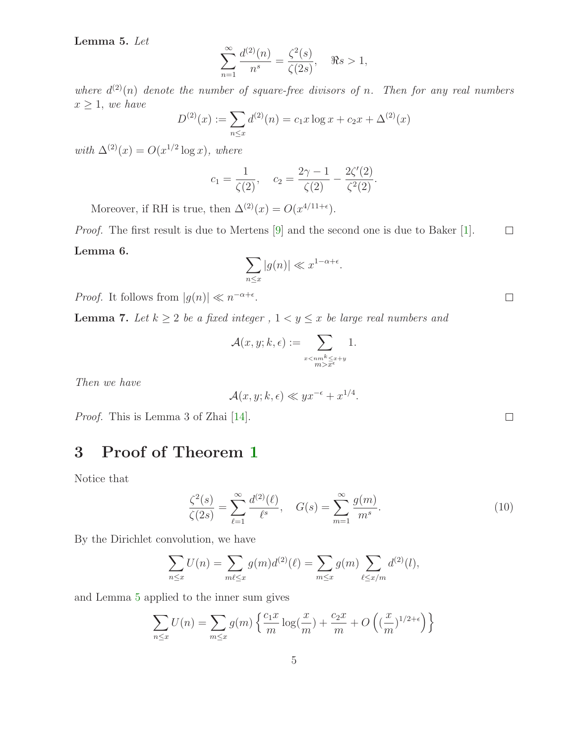**Lemma 5.** *Let*

$$\sum_{n=1}^{\infty} \frac{d^{(2)}(n)}{n^s} = \frac{\zeta^2(s)}{\zeta(2s)}, \quad \Re s > 1,$$

*where $d^{(2)}(n)$ denote the number of square-free divisors of $n$. Then for any real numbers $x \geq 1$, we have*

$$D^{(2)}(x) := \sum_{n \leq x} d^{(2)}(n) = c_1 x \log x + c_2 x + \Delta^{(2)}(x)$$

*with $\Delta^{(2)}(x) = O(x^{1/2} \log x)$, where*

$$c_1 = \frac{1}{\zeta(2)}, \quad c_2 = \frac{2\gamma - 1}{\zeta(2)} - \frac{2\zeta'(2)}{\zeta^2(2)}.$$

Moreover, if RH is true, then $\Delta^{(2)}(x) = O(x^{4/11+\epsilon})$.

*Proof.* The first result is due to Mertens [9] and the second one is due to Baker [1]. □

**Lemma 6.**

$$\sum_{n \leq x} |g(n)| \ll x^{1-\alpha+\epsilon}.$$

*Proof.* It follows from $|g(n)| \ll n^{-\alpha+\epsilon}$. □

**Lemma 7.** *Let $k \geq 2$ be a fixed integer , $1 < y \leq x$ be large real numbers and*

$$\mathcal{A}(x, y; k, \epsilon) := \sum_{\substack{x < nm^k \leq x+y \\ m > x^\epsilon}} 1.$$

*Then we have*

$$\mathcal{A}(x, y; k, \epsilon) \ll yx^{-\epsilon} + x^{1/4}.$$

*Proof.* This is Lemma 3 of Zhai [14]. □

# 3 Proof of Theorem 1

Notice that

$$\frac{\zeta^2(s)}{\zeta(2s)} = \sum_{\ell=1}^{\infty} \frac{d^{(2)}(\ell)}{\ell^s}, \quad G(s) = \sum_{m=1}^{\infty} \frac{g(m)}{m^s}. \tag{10}$$

By the Dirichlet convolution, we have

$$\sum_{n \leq x} U(n) = \sum_{m\ell \leq x} g(m) d^{(2)}(\ell) = \sum_{m \leq x} g(m) \sum_{\ell \leq x/m} d^{(2)}(l),$$

and Lemma 5 applied to the inner sum gives

$$\sum_{n \leq x} U(n) = \sum_{m \leq x} g(m) \left\{ \frac{c_1 x}{m} \log(\frac{x}{m}) + \frac{c_2 x}{m} + O\left( (\frac{x}{m})^{1/2+\epsilon} \right) \right\}$$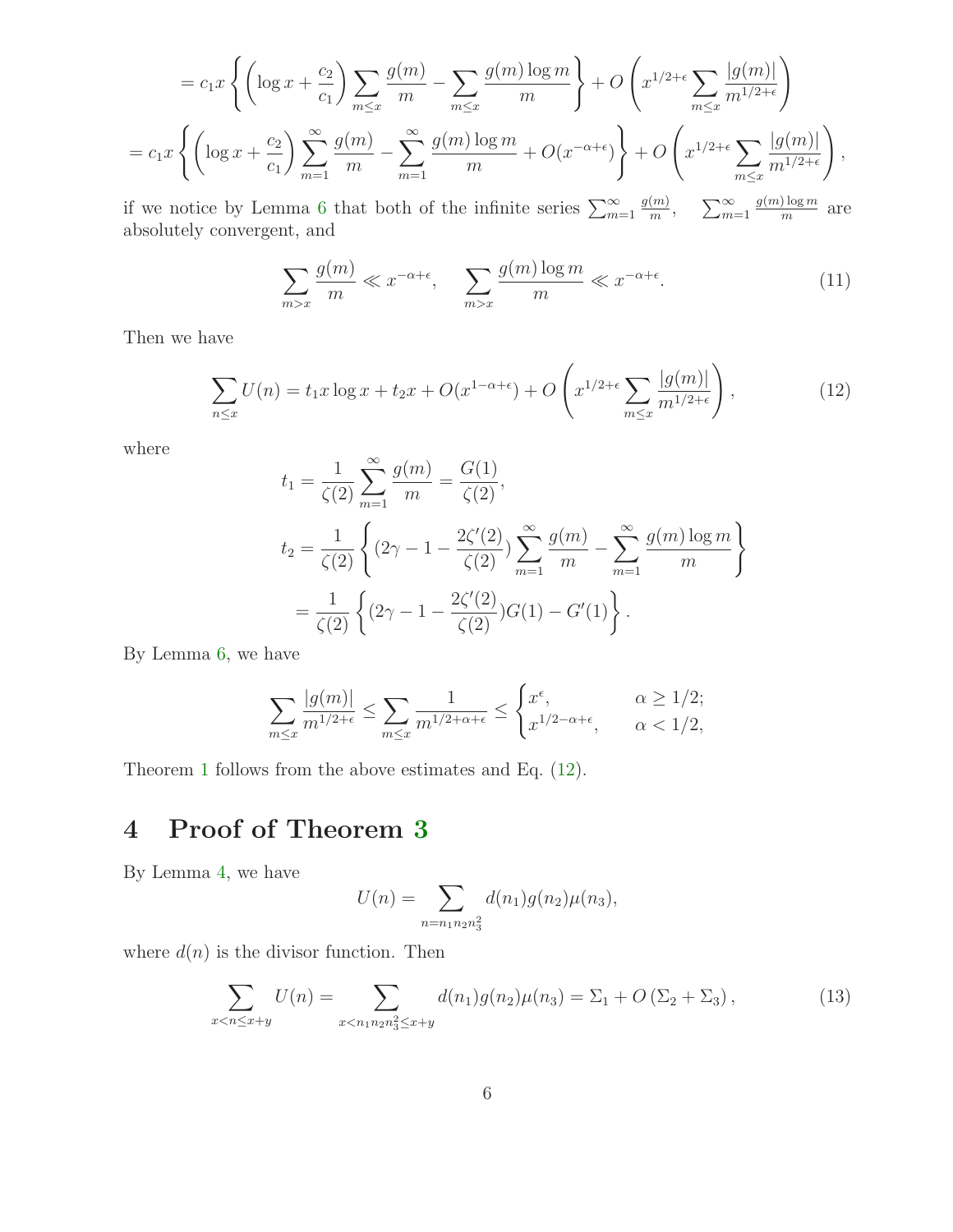$$= c_1 x \left\{ \left( \log x + \frac{c_2}{c_1} \right) \sum_{m \le x} \frac{g(m)}{m} - \sum_{m \le x} \frac{g(m) \log m}{m} \right\} + O\left( x^{1/2+\epsilon} \sum_{m \le x} \frac{|g(m)|}{m^{1/2+\epsilon}} \right)$$

$$= c_1 x \left\{ \left( \log x + \frac{c_2}{c_1} \right) \sum_{m=1}^{\infty} \frac{g(m)}{m} - \sum_{m=1}^{\infty} \frac{g(m) \log m}{m} + O(x^{-\alpha+\epsilon}) \right\} + O\left( x^{1/2+\epsilon} \sum_{m \le x} \frac{|g(m)|}{m^{1/2+\epsilon}} \right),$$

if we notice by Lemma 6 that both of the infinite series $\sum_{m=1}^{\infty} \frac{g(m)}{m}$, $\sum_{m=1}^{\infty} \frac{g(m) \log m}{m}$ are absolutely convergent, and

$$\sum_{m > x} \frac{g(m)}{m} \ll x^{-\alpha+\epsilon}, \quad \sum_{m > x} \frac{g(m) \log m}{m} \ll x^{-\alpha+\epsilon}. \tag{11}$$

Then we have

$$\sum_{n \le x} U(n) = t_1 x \log x + t_2 x + O(x^{1-\alpha+\epsilon}) + O\left( x^{1/2+\epsilon} \sum_{m \le x} \frac{|g(m)|}{m^{1/2+\epsilon}} \right), \tag{12}$$

where

$$t_1 = \frac{1}{\zeta(2)} \sum_{m=1}^{\infty} \frac{g(m)}{m} = \frac{G(1)}{\zeta(2)},$$

$$t_2 = \frac{1}{\zeta(2)} \left\{ (2\gamma - 1 - \frac{2\zeta'(2)}{\zeta(2)}) \sum_{m=1}^{\infty} \frac{g(m)}{m} - \sum_{m=1}^{\infty} \frac{g(m) \log m}{m} \right\}$$

$$= \frac{1}{\zeta(2)} \left\{ (2\gamma - 1 - \frac{2\zeta'(2)}{\zeta(2)}) G(1) - G'(1) \right\}.$$

By Lemma 6, we have

$$\sum_{m \le x} \frac{|g(m)|}{m^{1/2+\epsilon}} \le \sum_{m \le x} \frac{1}{m^{1/2+\alpha+\epsilon}} \le \begin{cases} x^{\epsilon}, & \alpha \ge 1/2; \\ x^{1/2-\alpha+\epsilon}, & \alpha < 1/2, \end{cases}$$

Theorem 1 follows from the above estimates and Eq. (12).

## 4 Proof of Theorem 3

By Lemma 4, we have

$$U(n) = \sum_{n = n_1 n_2 n_3^2} d(n_1) g(n_2) \mu(n_3),$$

where $d(n)$ is the divisor function. Then

$$\sum_{x < n \le x+y} U(n) = \sum_{x < n_1 n_2 n_3^2 \le x+y} d(n_1) g(n_2) \mu(n_3) = \Sigma_1 + O\left( \Sigma_2 + \Sigma_3 \right), \tag{13}$$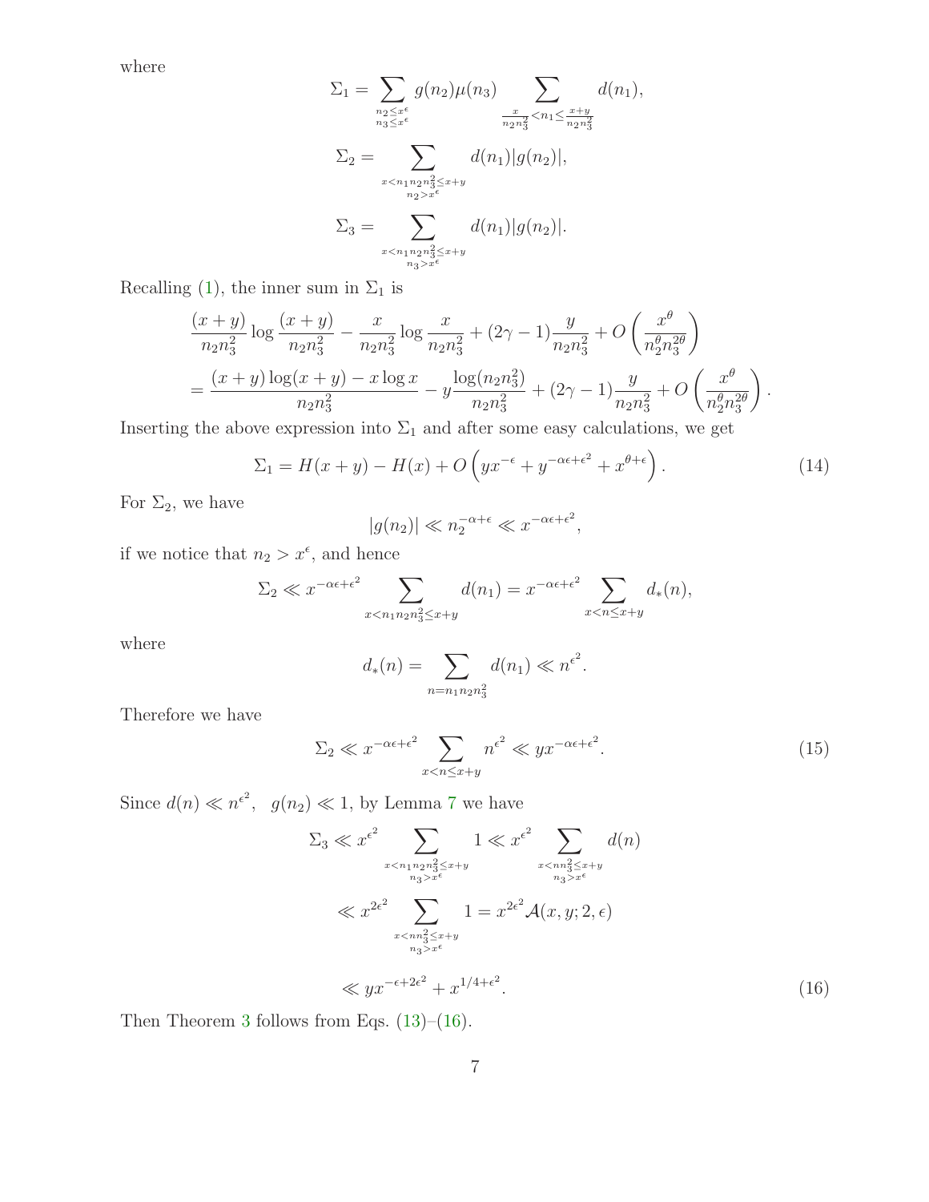where

$$\Sigma_1 = \sum_{\substack{n_2 \le x^\epsilon \\ n_3 \le x^\epsilon}} g(n_2)\mu(n_3) \sum_{\frac{x}{n_2 n_3^2} < n_1 \le \frac{x+y}{n_2 n_3^2}} d(n_1),$$

$$\Sigma_2 = \sum_{\substack{x < n_1 n_2 n_3^2 \le x+y \\ n_2 > x^\epsilon}} d(n_1)|g(n_2)|,$$

$$\Sigma_3 = \sum_{\substack{x < n_1 n_2 n_3^2 \le x+y \\ n_3 > x^\epsilon}} d(n_1)|g(n_2)|.$$

Recalling (1), the inner sum in $\Sigma_1$ is

$$\begin{aligned}
&\frac{(x+y)}{n_2 n_3^2} \log \frac{(x+y)}{n_2 n_3^2} - \frac{x}{n_2 n_3^2} \log \frac{x}{n_2 n_3^2} + (2\gamma - 1)\frac{y}{n_2 n_3^2} + O\left(\frac{x^\theta}{n_2^\theta n_3^{2\theta}}\right) \\
&= \frac{(x+y)\log(x+y) - x\log x}{n_2 n_3^2} - y\frac{\log(n_2 n_3^2)}{n_2 n_3^2} + (2\gamma - 1)\frac{y}{n_2 n_3^2} + O\left(\frac{x^\theta}{n_2^\theta n_3^{2\theta}}\right).
\end{aligned}$$

Inserting the above expression into $\Sigma_1$ and after some easy calculations, we get

$$\Sigma_1 = H(x+y) - H(x) + O\left(yx^{-\epsilon} + y^{-\alpha\epsilon + \epsilon^2} + x^{\theta + \epsilon}\right). \tag{14}$$

For $\Sigma_2$, we have

$$|g(n_2)| \ll n_2^{-\alpha+\epsilon} \ll x^{-\alpha\epsilon + \epsilon^2},$$

if we notice that $n_2 > x^\epsilon$, and hence

$$\Sigma_2 \ll x^{-\alpha\epsilon + \epsilon^2} \sum_{x < n_1 n_2 n_3^2 \le x+y} d(n_1) = x^{-\alpha\epsilon + \epsilon^2} \sum_{x < n \le x+y} d_*(n),$$

where

$$d_*(n) = \sum_{n = n_1 n_2 n_3^2} d(n_1) \ll n^{\epsilon^2}.$$

Therefore we have

$$\Sigma_2 \ll x^{-\alpha\epsilon + \epsilon^2} \sum_{x < n \le x+y} n^{\epsilon^2} \ll yx^{-\alpha\epsilon + \epsilon^2}. \tag{15}$$

Since $d(n) \ll n^{\epsilon^2}, \;\; g(n_2) \ll 1$, by Lemma 7 we have

$$\begin{aligned}
\Sigma_3 &\ll x^{\epsilon^2} \sum_{\substack{x < n_1 n_2 n_3^2 \le x+y \\ n_3 > x^\epsilon}} 1 \ll x^{\epsilon^2} \sum_{\substack{x < n n_3^2 \le x+y \\ n_3 > x^\epsilon}} d(n) \\
&\ll x^{2\epsilon^2} \sum_{\substack{x < n n_3^2 \le x+y \\ n_3 > x^\epsilon}} 1 = x^{2\epsilon^2} \mathcal{A}(x, y; 2, \epsilon) \\
&\ll yx^{-\epsilon + 2\epsilon^2} + x^{1/4 + \epsilon^2}.
\end{aligned} \tag{16}$$

Then Theorem 3 follows from Eqs. (13)–(16).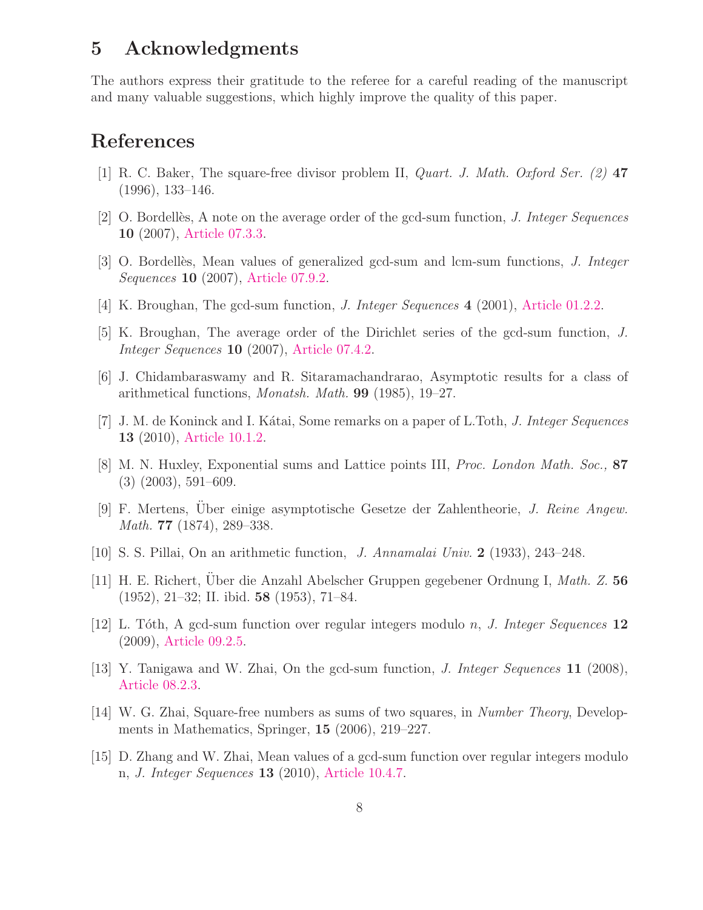## 5 Acknowledgments

The authors express their gratitude to the referee for a careful reading of the manuscript and many valuable suggestions, which highly improve the quality of this paper.

## References

[1] R. C. Baker, The square-free divisor problem II, *Quart. J. Math. Oxford Ser. (2)* **47** (1996), 133–146.

[2] O. Bordellès, A note on the average order of the gcd-sum function, *J. Integer Sequences* **10** (2007), Article 07.3.3.

[3] O. Bordellès, Mean values of generalized gcd-sum and lcm-sum functions, *J. Integer Sequences* **10** (2007), Article 07.9.2.

[4] K. Broughan, The gcd-sum function, *J. Integer Sequences* **4** (2001), Article 01.2.2.

[5] K. Broughan, The average order of the Dirichlet series of the gcd-sum function, *J. Integer Sequences* **10** (2007), Article 07.4.2.

[6] J. Chidambaraswamy and R. Sitaramachandrarao, Asymptotic results for a class of arithmetical functions, *Monatsh. Math.* **99** (1985), 19–27.

[7] J. M. de Koninck and I. Kátai, Some remarks on a paper of L.Toth, *J. Integer Sequences* **13** (2010), Article 10.1.2.

[8] M. N. Huxley, Exponential sums and Lattice points III, *Proc. London Math. Soc.,* **87** (3) (2003), 591–609.

[9] F. Mertens, Über einige asymptotische Gesetze der Zahlentheorie, *J. Reine Angew. Math.* **77** (1874), 289–338.

[10] S. S. Pillai, On an arithmetic function, *J. Annamalai Univ.* **2** (1933), 243–248.

[11] H. E. Richert, Über die Anzahl Abelscher Gruppen gegebener Ordnung I, *Math. Z.* **56** (1952), 21–32; II. ibid. **58** (1953), 71–84.

[12] L. Tóth, A gcd-sum function over regular integers modulo $n$, *J. Integer Sequences* **12** (2009), Article 09.2.5.

[13] Y. Tanigawa and W. Zhai, On the gcd-sum function, *J. Integer Sequences* **11** (2008), Article 08.2.3.

[14] W. G. Zhai, Square-free numbers as sums of two squares, in *Number Theory*, Developments in Mathematics, Springer, **15** (2006), 219–227.

[15] D. Zhang and W. Zhai, Mean values of a gcd-sum function over regular integers modulo n, *J. Integer Sequences* **13** (2010), Article 10.4.7.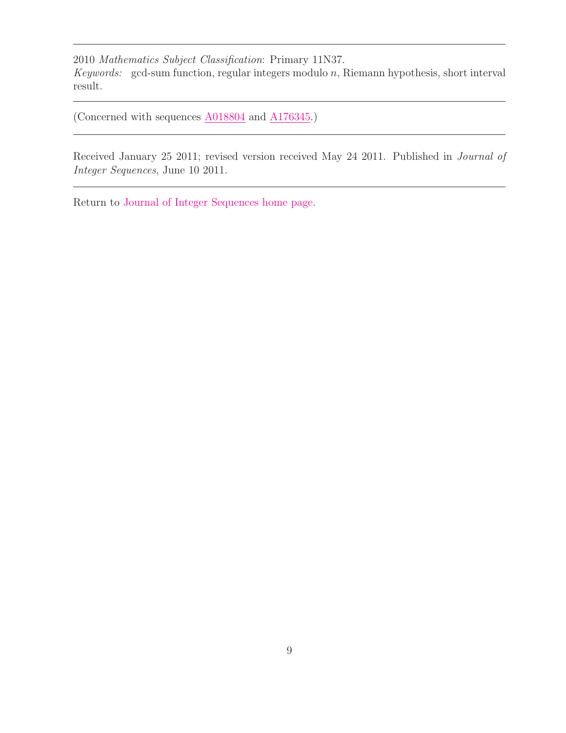---

2010 *Mathematics Subject Classification*: Primary 11N37.
*Keywords:* gcd-sum function, regular integers modulo $n$, Riemann hypothesis, short interval result.

---

(Concerned with sequences A018804 and A176345.)

---

Received January 25 2011; revised version received May 24 2011. Published in *Journal of Integer Sequences*, June 10 2011.

---

Return to Journal of Integer Sequences home page.